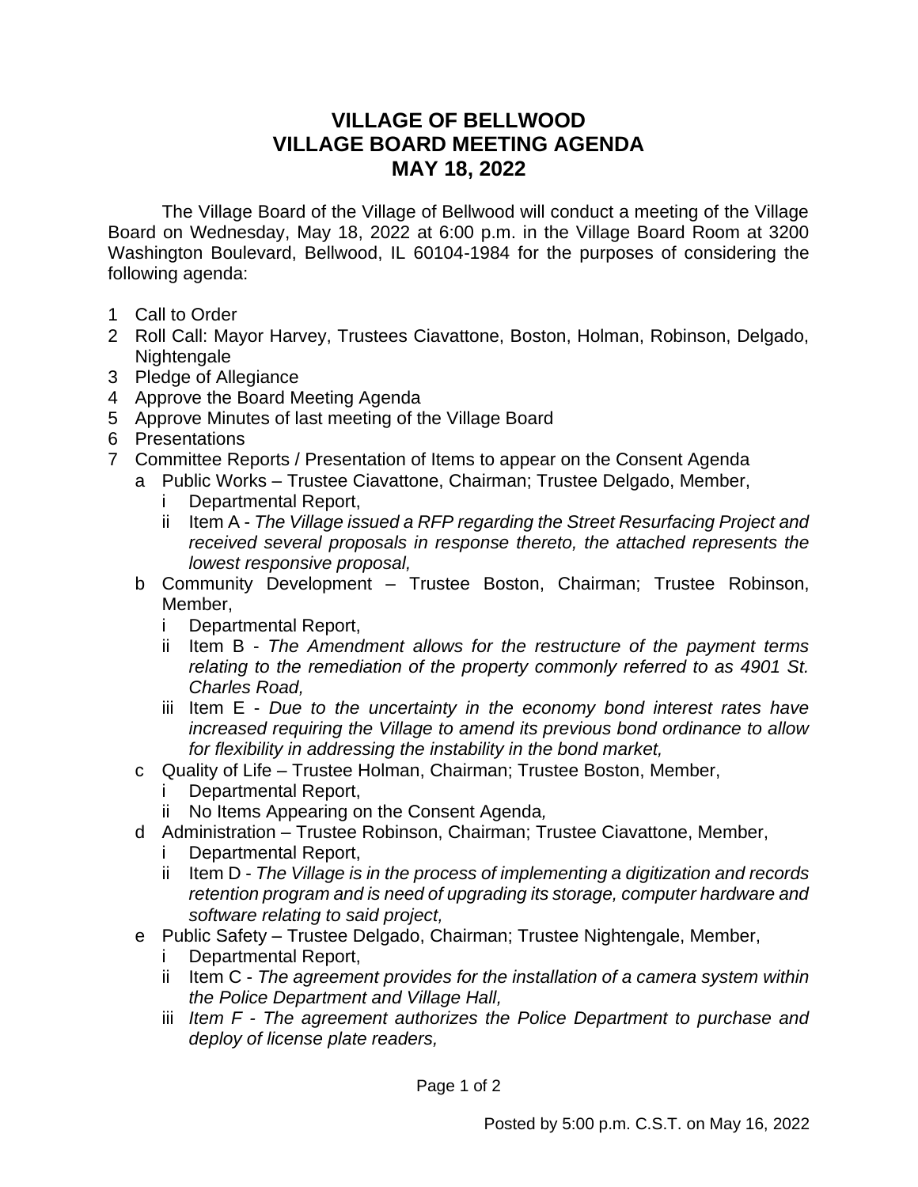# VILLAGE OF BELLWOOD
# VILLAGE BOARD MEETING AGENDA
# MAY 18, 2022

The Village Board of the Village of Bellwood will conduct a meeting of the Village Board on Wednesday, May 18, 2022 at 6:00 p.m. in the Village Board Room at 3200 Washington Boulevard, Bellwood, IL 60104-1984 for the purposes of considering the following agenda:

1 Call to Order
2 Roll Call: Mayor Harvey, Trustees Ciavattone, Boston, Holman, Robinson, Delgado, Nightengale
3 Pledge of Allegiance
4 Approve the Board Meeting Agenda
5 Approve Minutes of last meeting of the Village Board
6 Presentations
7 Committee Reports / Presentation of Items to appear on the Consent Agenda
   - a Public Works – Trustee Ciavattone, Chairman; Trustee Delgado, Member,
      - i Departmental Report,
      - ii Item A - *The Village issued a RFP regarding the Street Resurfacing Project and received several proposals in response thereto, the attached represents the lowest responsive proposal,*
   - b Community Development – Trustee Boston, Chairman; Trustee Robinson, Member,
      - i Departmental Report,
      - ii Item B - *The Amendment allows for the restructure of the payment terms relating to the remediation of the property commonly referred to as 4901 St. Charles Road,*
      - iii Item E - *Due to the uncertainty in the economy bond interest rates have increased requiring the Village to amend its previous bond ordinance to allow for flexibility in addressing the instability in the bond market,*
   - c Quality of Life – Trustee Holman, Chairman; Trustee Boston, Member,
      - i Departmental Report,
      - ii No Items Appearing on the Consent Agenda*,*
   - d Administration – Trustee Robinson, Chairman; Trustee Ciavattone, Member,
      - i Departmental Report,
      - ii Item D - *The Village is in the process of implementing a digitization and records retention program and is need of upgrading its storage, computer hardware and software relating to said project,*
   - e Public Safety – Trustee Delgado, Chairman; Trustee Nightengale, Member,
      - i Departmental Report,
      - ii Item C - *The agreement provides for the installation of a camera system within the Police Department and Village Hall,*
      - iii *Item F - The agreement authorizes the Police Department to purchase and deploy of license plate readers,*

Posted by 5:00 p.m. C.S.T. on May 16, 2022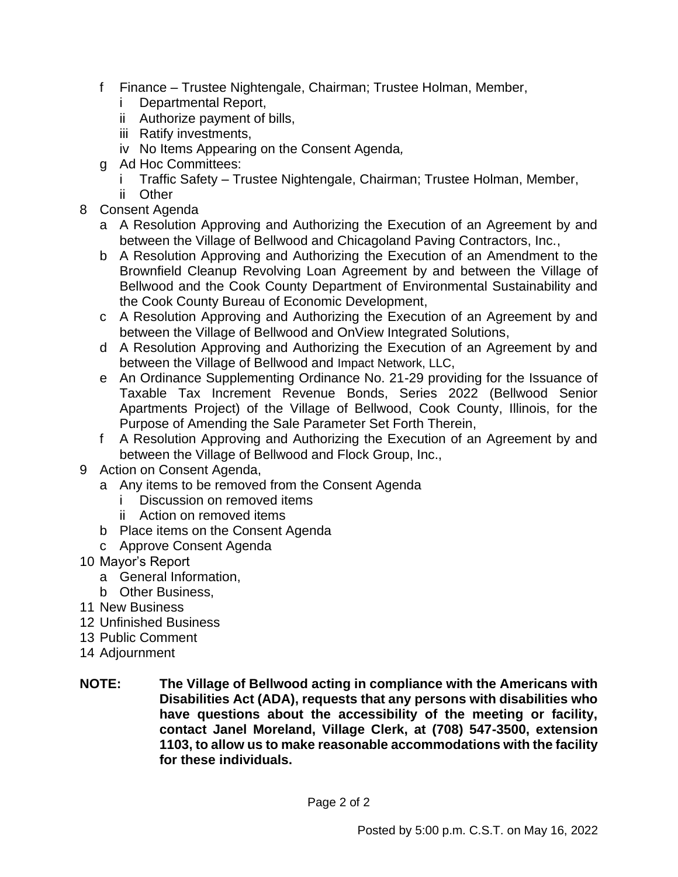- f Finance – Trustee Nightengale, Chairman; Trustee Holman, Member,
  - i Departmental Report,
  - ii Authorize payment of bills,
  - iii Ratify investments,
  - iv No Items Appearing on the Consent Agenda*,*
- g Ad Hoc Committees:
  - i Traffic Safety – Trustee Nightengale, Chairman; Trustee Holman, Member,
  - ii Other

8 Consent Agenda
- a A Resolution Approving and Authorizing the Execution of an Agreement by and between the Village of Bellwood and Chicagoland Paving Contractors, Inc.,
- b A Resolution Approving and Authorizing the Execution of an Amendment to the Brownfield Cleanup Revolving Loan Agreement by and between the Village of Bellwood and the Cook County Department of Environmental Sustainability and the Cook County Bureau of Economic Development,
- c A Resolution Approving and Authorizing the Execution of an Agreement by and between the Village of Bellwood and OnView Integrated Solutions,
- d A Resolution Approving and Authorizing the Execution of an Agreement by and between the Village of Bellwood and Impact Network, LLC,
- e An Ordinance Supplementing Ordinance No. 21-29 providing for the Issuance of Taxable Tax Increment Revenue Bonds, Series 2022 (Bellwood Senior Apartments Project) of the Village of Bellwood, Cook County, Illinois, for the Purpose of Amending the Sale Parameter Set Forth Therein,
- f A Resolution Approving and Authorizing the Execution of an Agreement by and between the Village of Bellwood and Flock Group, Inc.,

9 Action on Consent Agenda,
- a Any items to be removed from the Consent Agenda
  - i Discussion on removed items
  - ii Action on removed items
- b Place items on the Consent Agenda
- c Approve Consent Agenda

10 Mayor's Report
- a General Information,
- b Other Business,

11 New Business

12 Unfinished Business

13 Public Comment

14 Adjournment

**NOTE: The Village of Bellwood acting in compliance with the Americans with Disabilities Act (ADA), requests that any persons with disabilities who have questions about the accessibility of the meeting or facility, contact Janel Moreland, Village Clerk, at (708) 547-3500, extension 1103, to allow us to make reasonable accommodations with the facility for these individuals.**

Posted by 5:00 p.m. C.S.T. on May 16, 2022